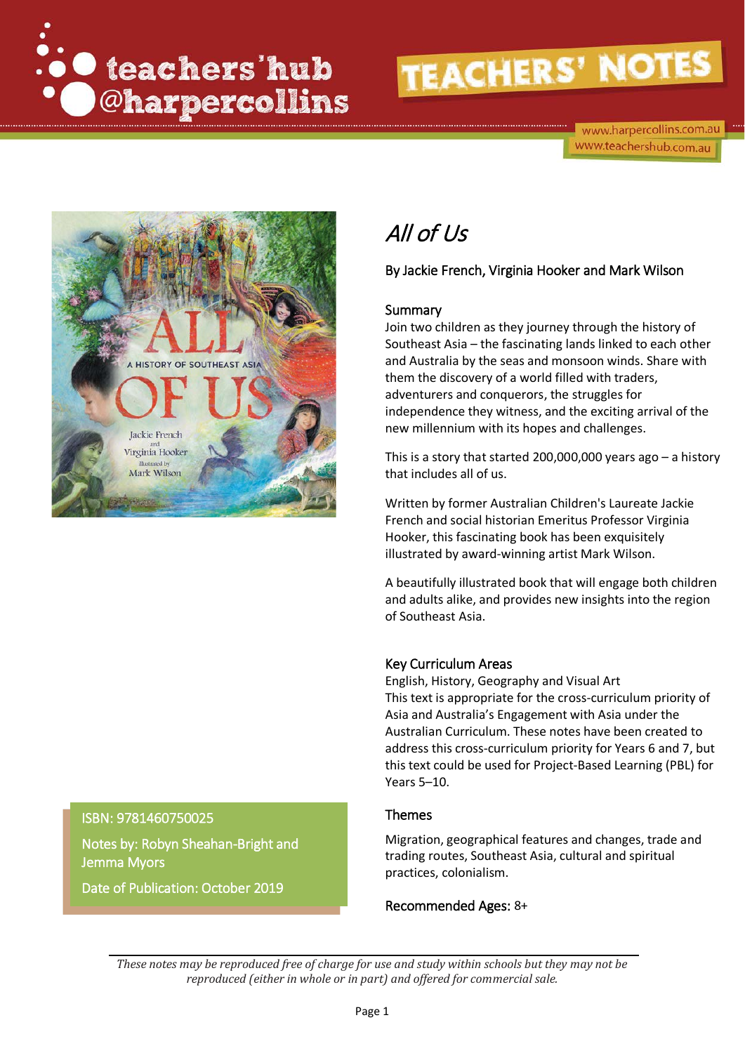teachers'hub @harpercollins

# TEACHERS' NOTES

www.harpercollins.com.au
www.teachershub.com.au

ISBN: 9781460750025

Notes by: Robyn Sheahan-Bright and Jemma Myors

Date of Publication: October 2019

# *All of Us*

By Jackie French, Virginia Hooker and Mark Wilson

## Summary

Join two children as they journey through the history of Southeast Asia – the fascinating lands linked to each other and Australia by the seas and monsoon winds. Share with them the discovery of a world filled with traders, adventurers and conquerors, the struggles for independence they witness, and the exciting arrival of the new millennium with its hopes and challenges.

This is a story that started 200,000,000 years ago – a history that includes all of us.

Written by former Australian Children's Laureate Jackie French and social historian Emeritus Professor Virginia Hooker, this fascinating book has been exquisitely illustrated by award-winning artist Mark Wilson.

A beautifully illustrated book that will engage both children and adults alike, and provides new insights into the region of Southeast Asia.

## Key Curriculum Areas

English, History, Geography and Visual Art

This text is appropriate for the cross-curriculum priority of Asia and Australia's Engagement with Asia under the Australian Curriculum. These notes have been created to address this cross-curriculum priority for Years 6 and 7, but this text could be used for Project-Based Learning (PBL) for Years 5–10.

## Themes

Migration, geographical features and changes, trade and trading routes, Southeast Asia, cultural and spiritual practices, colonialism.

## Recommended Ages: 8+

*These notes may be reproduced free of charge for use and study within schools but they may not be reproduced (either in whole or in part) and offered for commercial sale.*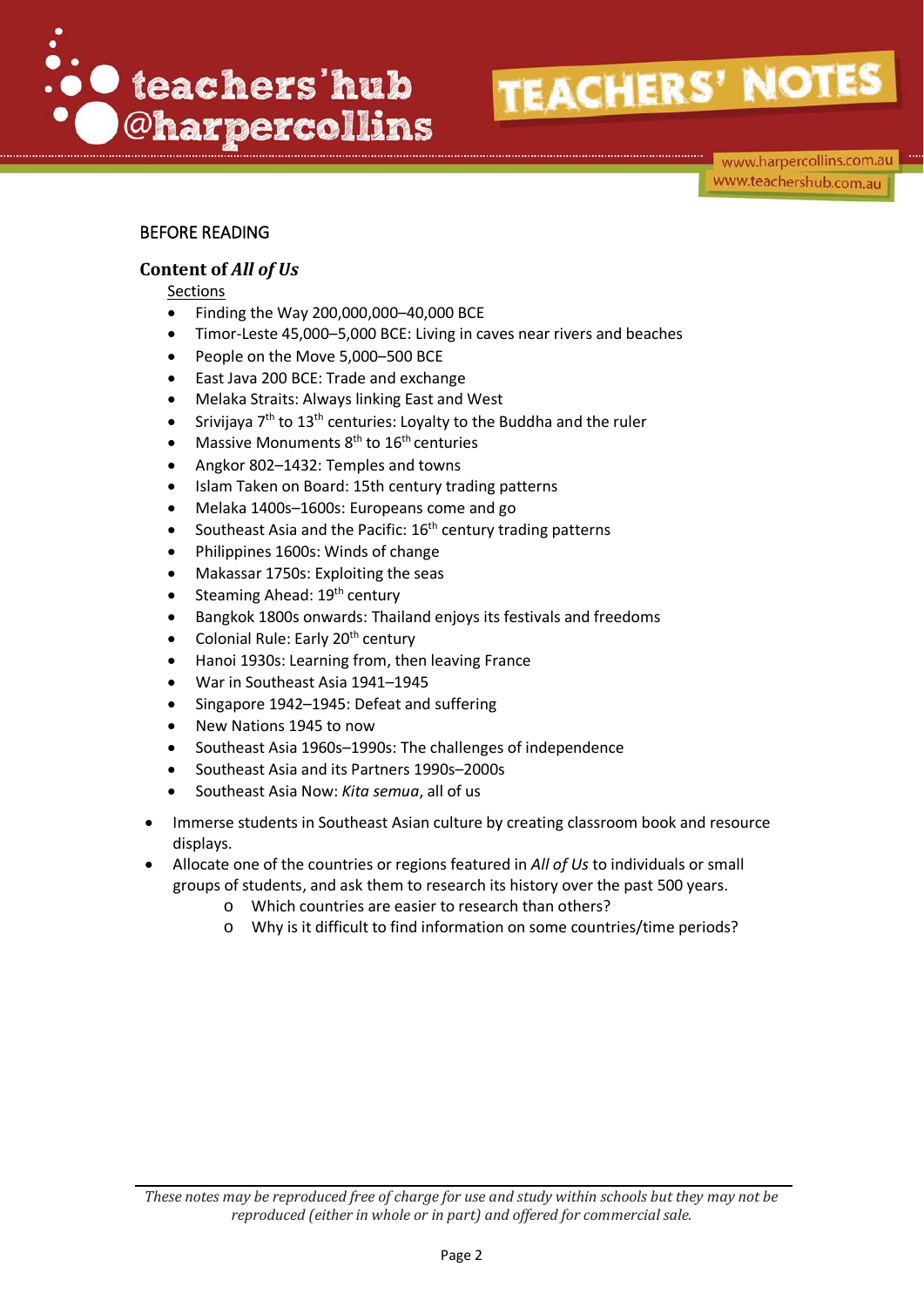## BEFORE READING

### Content of *All of Us*

Sections

- Finding the Way 200,000,000–40,000 BCE
- Timor-Leste 45,000–5,000 BCE: Living in caves near rivers and beaches
- People on the Move 5,000–500 BCE
- East Java 200 BCE: Trade and exchange
- Melaka Straits: Always linking East and West
- Srivijaya 7th to 13th centuries: Loyalty to the Buddha and the ruler
- Massive Monuments 8th to 16th centuries
- Angkor 802–1432: Temples and towns
- Islam Taken on Board: 15th century trading patterns
- Melaka 1400s–1600s: Europeans come and go
- Southeast Asia and the Pacific: 16th century trading patterns
- Philippines 1600s: Winds of change
- Makassar 1750s: Exploiting the seas
- Steaming Ahead: 19th century
- Bangkok 1800s onwards: Thailand enjoys its festivals and freedoms
- Colonial Rule: Early 20th century
- Hanoi 1930s: Learning from, then leaving France
- War in Southeast Asia 1941–1945
- Singapore 1942–1945: Defeat and suffering
- New Nations 1945 to now
- Southeast Asia 1960s–1990s: The challenges of independence
- Southeast Asia and its Partners 1990s–2000s
- Southeast Asia Now: *Kita semua*, all of us

- Immerse students in Southeast Asian culture by creating classroom book and resource displays.
- Allocate one of the countries or regions featured in *All of Us* to individuals or small groups of students, and ask them to research its history over the past 500 years.
  - Which countries are easier to research than others?
  - Why is it difficult to find information on some countries/time periods?

*These notes may be reproduced free of charge for use and study within schools but they may not be reproduced (either in whole or in part) and offered for commercial sale.*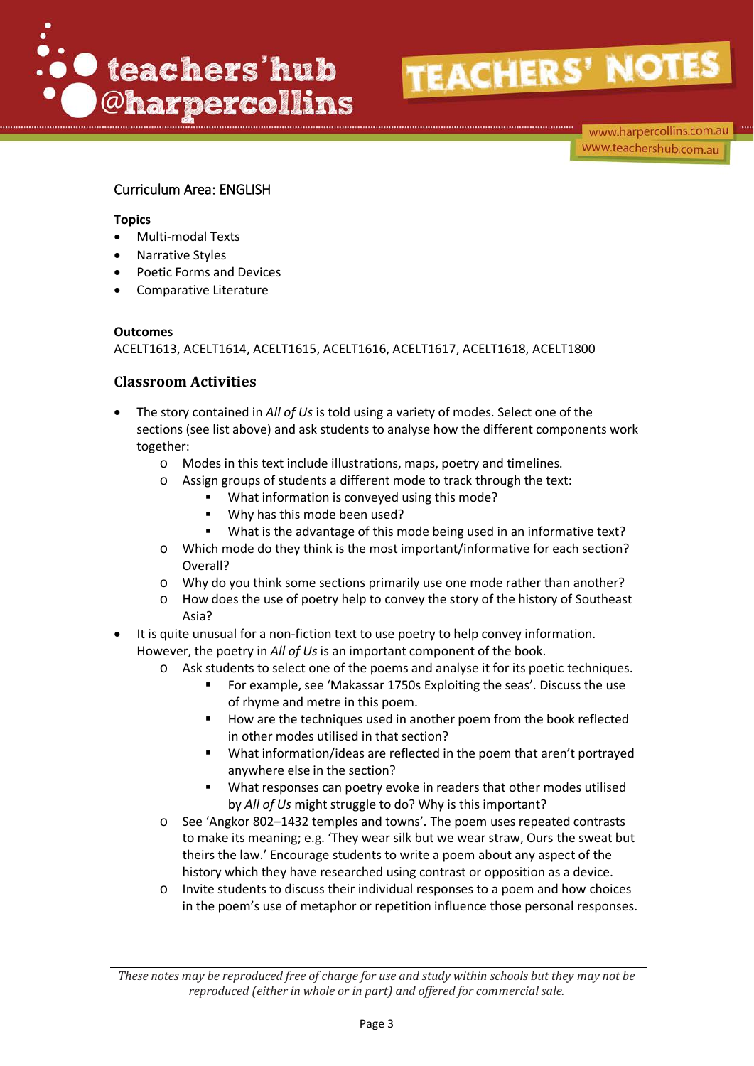Curriculum Area: ENGLISH

**Topics**

- Multi-modal Texts
- Narrative Styles
- Poetic Forms and Devices
- Comparative Literature

**Outcomes**

ACELT1613, ACELT1614, ACELT1615, ACELT1616, ACELT1617, ACELT1618, ACELT1800

## Classroom Activities

- The story contained in *All of Us* is told using a variety of modes. Select one of the sections (see list above) and ask students to analyse how the different components work together:
    - Modes in this text include illustrations, maps, poetry and timelines.
    - Assign groups of students a different mode to track through the text:
        - What information is conveyed using this mode?
        - Why has this mode been used?
        - What is the advantage of this mode being used in an informative text?
    - Which mode do they think is the most important/informative for each section? Overall?
    - Why do you think some sections primarily use one mode rather than another?
    - How does the use of poetry help to convey the story of the history of Southeast Asia?
- It is quite unusual for a non-fiction text to use poetry to help convey information. However, the poetry in *All of Us* is an important component of the book.
    - Ask students to select one of the poems and analyse it for its poetic techniques.
        - For example, see 'Makassar 1750s Exploiting the seas'. Discuss the use of rhyme and metre in this poem.
        - How are the techniques used in another poem from the book reflected in other modes utilised in that section?
        - What information/ideas are reflected in the poem that aren't portrayed anywhere else in the section?
        - What responses can poetry evoke in readers that other modes utilised by *All of Us* might struggle to do? Why is this important?
    - See 'Angkor 802–1432 temples and towns'. The poem uses repeated contrasts to make its meaning; e.g. 'They wear silk but we wear straw, Ours the sweat but theirs the law.' Encourage students to write a poem about any aspect of the history which they have researched using contrast or opposition as a device.
    - Invite students to discuss their individual responses to a poem and how choices in the poem's use of metaphor or repetition influence those personal responses.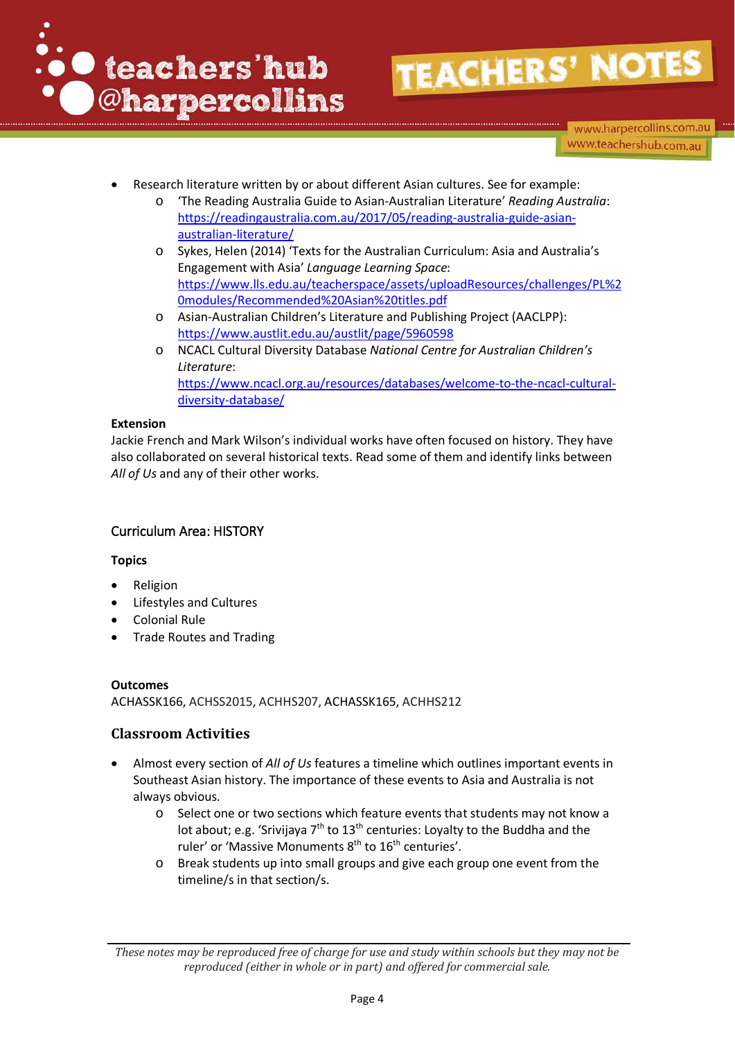- Research literature written by or about different Asian cultures. See for example:
    - 'The Reading Australia Guide to Asian-Australian Literature' *Reading Australia*: https://readingaustralia.com.au/2017/05/reading-australia-guide-asian-australian-literature/
    - Sykes, Helen (2014) 'Texts for the Australian Curriculum: Asia and Australia's Engagement with Asia' *Language Learning Space*: https://www.lls.edu.au/teacherspace/assets/uploadResources/challenges/PL%20modules/Recommended%20Asian%20titles.pdf
    - Asian-Australian Children's Literature and Publishing Project (AACLPP): https://www.austlit.edu.au/austlit/page/5960598
    - NCACL Cultural Diversity Database *National Centre for Australian Children's Literature*: https://www.ncacl.org.au/resources/databases/welcome-to-the-ncacl-cultural-diversity-database/

**Extension**

Jackie French and Mark Wilson's individual works have often focused on history. They have also collaborated on several historical texts. Read some of them and identify links between *All of Us* and any of their other works.

### Curriculum Area: HISTORY

**Topics**

- Religion
- Lifestyles and Cultures
- Colonial Rule
- Trade Routes and Trading

**Outcomes**

ACHASSK166, ACHSS2015, ACHHS207, ACHASSK165, ACHHS212

## Classroom Activities

- Almost every section of *All of Us* features a timeline which outlines important events in Southeast Asian history. The importance of these events to Asia and Australia is not always obvious.
    - Select one or two sections which feature events that students may not know a lot about; e.g. 'Srivijaya 7th to 13th centuries: Loyalty to the Buddha and the ruler' or 'Massive Monuments 8th to 16th centuries'.
    - Break students up into small groups and give each group one event from the timeline/s in that section/s.

*These notes may be reproduced free of charge for use and study within schools but they may not be reproduced (either in whole or in part) and offered for commercial sale.*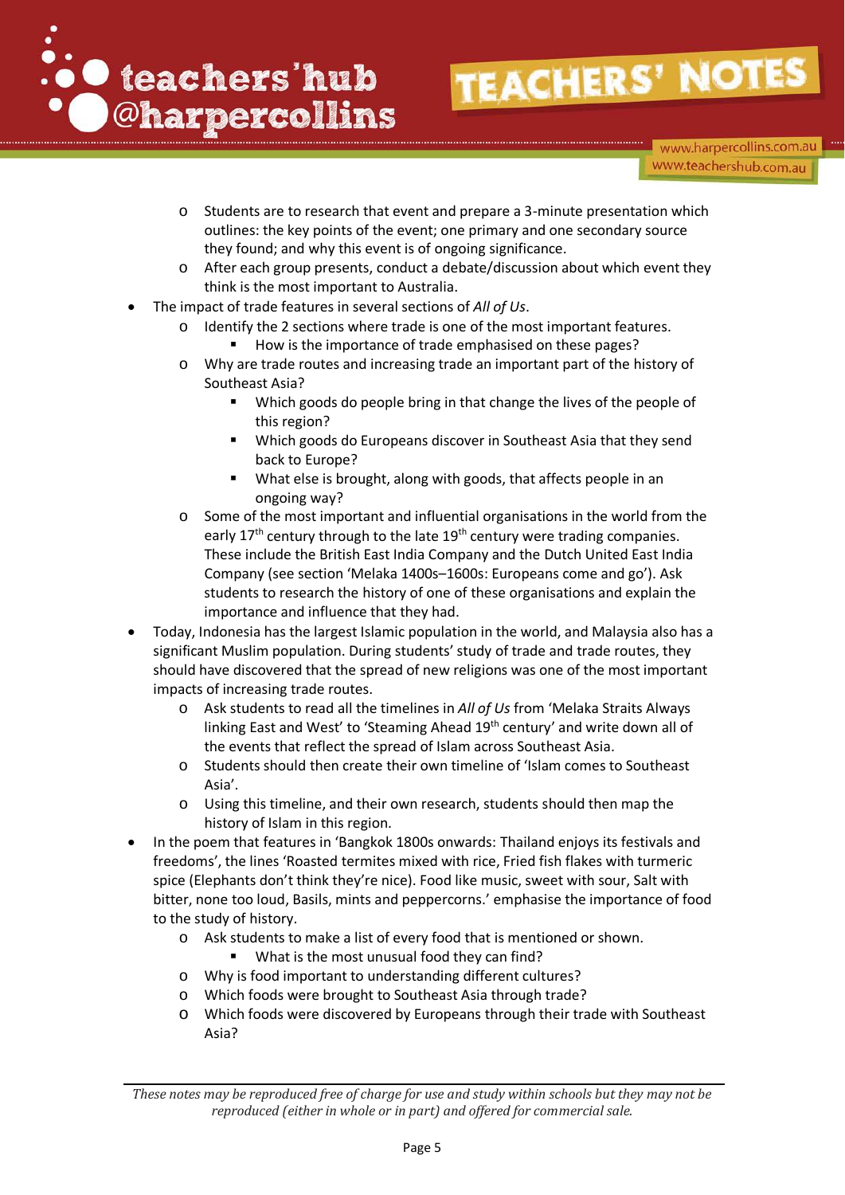- Students are to research that event and prepare a 3-minute presentation which outlines: the key points of the event; one primary and one secondary source they found; and why this event is of ongoing significance.
- After each group presents, conduct a debate/discussion about which event they think is the most important to Australia.

- The impact of trade features in several sections of *All of Us*.
  - Identify the 2 sections where trade is one of the most important features.
    - How is the importance of trade emphasised on these pages?
  - Why are trade routes and increasing trade an important part of the history of Southeast Asia?
    - Which goods do people bring in that change the lives of the people of this region?
    - Which goods do Europeans discover in Southeast Asia that they send back to Europe?
    - What else is brought, along with goods, that affects people in an ongoing way?
  - Some of the most important and influential organisations in the world from the early 17th century through to the late 19th century were trading companies. These include the British East India Company and the Dutch United East India Company (see section 'Melaka 1400s–1600s: Europeans come and go'). Ask students to research the history of one of these organisations and explain the importance and influence that they had.
- Today, Indonesia has the largest Islamic population in the world, and Malaysia also has a significant Muslim population. During students' study of trade and trade routes, they should have discovered that the spread of new religions was one of the most important impacts of increasing trade routes.
  - Ask students to read all the timelines in *All of Us* from 'Melaka Straits Always linking East and West' to 'Steaming Ahead 19th century' and write down all of the events that reflect the spread of Islam across Southeast Asia.
  - Students should then create their own timeline of 'Islam comes to Southeast Asia'.
  - Using this timeline, and their own research, students should then map the history of Islam in this region.
- In the poem that features in 'Bangkok 1800s onwards: Thailand enjoys its festivals and freedoms', the lines 'Roasted termites mixed with rice, Fried fish flakes with turmeric spice (Elephants don't think they're nice). Food like music, sweet with sour, Salt with bitter, none too loud, Basils, mints and peppercorns.' emphasise the importance of food to the study of history.
  - Ask students to make a list of every food that is mentioned or shown.
    - What is the most unusual food they can find?
  - Why is food important to understanding different cultures?
  - Which foods were brought to Southeast Asia through trade?
  - Which foods were discovered by Europeans through their trade with Southeast Asia?

*These notes may be reproduced free of charge for use and study within schools but they may not be reproduced (either in whole or in part) and offered for commercial sale.*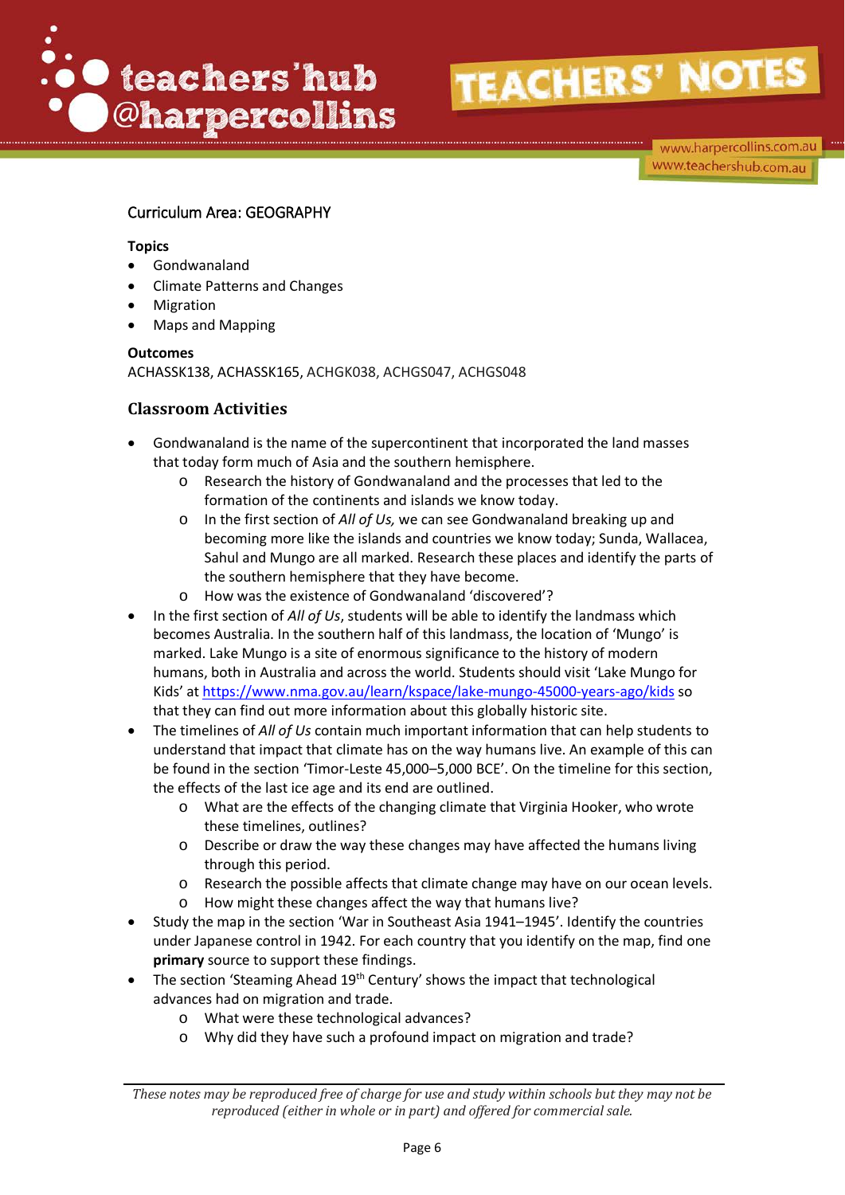Curriculum Area: GEOGRAPHY

**Topics**

- Gondwanaland
- Climate Patterns and Changes
- Migration
- Maps and Mapping

**Outcomes**

ACHASSK138, ACHASSK165, ACHGK038, ACHGS047, ACHGS048

## Classroom Activities

- Gondwanaland is the name of the supercontinent that incorporated the land masses that today form much of Asia and the southern hemisphere.
    - Research the history of Gondwanaland and the processes that led to the formation of the continents and islands we know today.
    - In the first section of *All of Us,* we can see Gondwanaland breaking up and becoming more like the islands and countries we know today; Sunda, Wallacea, Sahul and Mungo are all marked. Research these places and identify the parts of the southern hemisphere that they have become.
    - How was the existence of Gondwanaland 'discovered'?
- In the first section of *All of Us*, students will be able to identify the landmass which becomes Australia. In the southern half of this landmass, the location of 'Mungo' is marked. Lake Mungo is a site of enormous significance to the history of modern humans, both in Australia and across the world. Students should visit 'Lake Mungo for Kids' at https://www.nma.gov.au/learn/kspace/lake-mungo-45000-years-ago/kids so that they can find out more information about this globally historic site.
- The timelines of *All of Us* contain much important information that can help students to understand that impact that climate has on the way humans live. An example of this can be found in the section 'Timor-Leste 45,000–5,000 BCE'. On the timeline for this section, the effects of the last ice age and its end are outlined.
    - What are the effects of the changing climate that Virginia Hooker, who wrote these timelines, outlines?
    - Describe or draw the way these changes may have affected the humans living through this period.
    - Research the possible affects that climate change may have on our ocean levels.
    - How might these changes affect the way that humans live?
- Study the map in the section 'War in Southeast Asia 1941–1945'. Identify the countries under Japanese control in 1942. For each country that you identify on the map, find one **primary** source to support these findings.
- The section 'Steaming Ahead 19th Century' shows the impact that technological advances had on migration and trade.
    - What were these technological advances?
    - Why did they have such a profound impact on migration and trade?

*These notes may be reproduced free of charge for use and study within schools but they may not be reproduced (either in whole or in part) and offered for commercial sale.*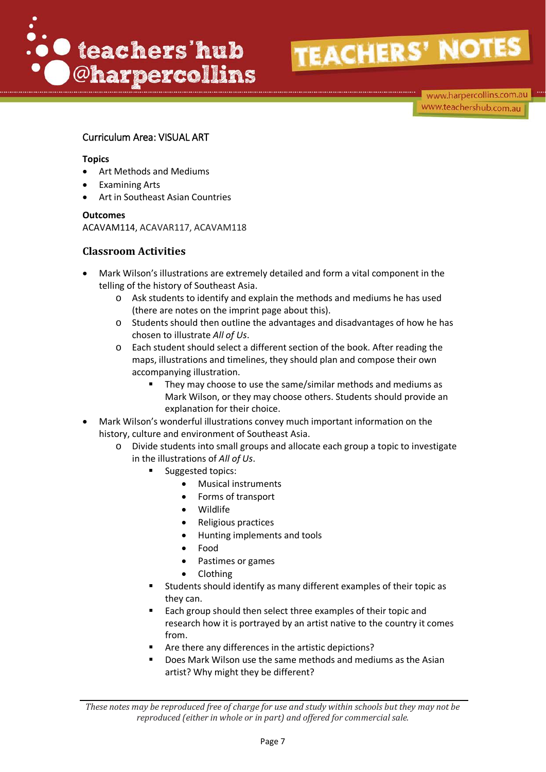Curriculum Area: VISUAL ART

**Topics**

- Art Methods and Mediums
- Examining Arts
- Art in Southeast Asian Countries

**Outcomes**

ACAVAM114, ACAVAR117, ACAVAM118

## Classroom Activities

- Mark Wilson's illustrations are extremely detailed and form a vital component in the telling of the history of Southeast Asia.
    - Ask students to identify and explain the methods and mediums he has used (there are notes on the imprint page about this).
    - Students should then outline the advantages and disadvantages of how he has chosen to illustrate *All of Us*.
    - Each student should select a different section of the book. After reading the maps, illustrations and timelines, they should plan and compose their own accompanying illustration.
        - They may choose to use the same/similar methods and mediums as Mark Wilson, or they may choose others. Students should provide an explanation for their choice.
- Mark Wilson's wonderful illustrations convey much important information on the history, culture and environment of Southeast Asia.
    - Divide students into small groups and allocate each group a topic to investigate in the illustrations of *All of Us*.
        - Suggested topics:
            - Musical instruments
            - Forms of transport
            - Wildlife
            - Religious practices
            - Hunting implements and tools
            - Food
            - Pastimes or games
            - Clothing
        - Students should identify as many different examples of their topic as they can.
        - Each group should then select three examples of their topic and research how it is portrayed by an artist native to the country it comes from.
        - Are there any differences in the artistic depictions?
        - Does Mark Wilson use the same methods and mediums as the Asian artist? Why might they be different?

*These notes may be reproduced free of charge for use and study within schools but they may not be reproduced (either in whole or in part) and offered for commercial sale.*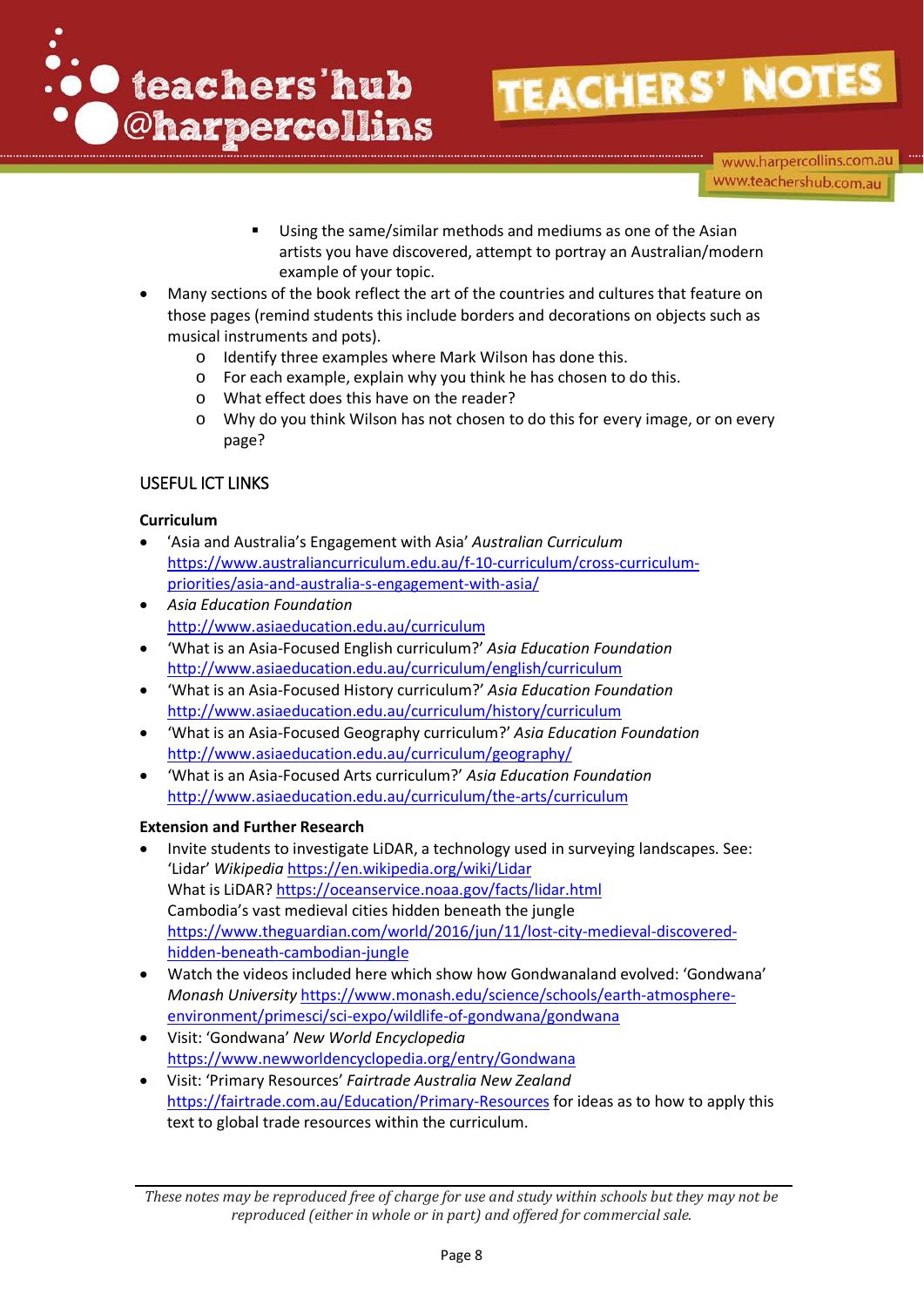- Using the same/similar methods and mediums as one of the Asian artists you have discovered, attempt to portray an Australian/modern example of your topic.

- Many sections of the book reflect the art of the countries and cultures that feature on those pages (remind students this include borders and decorations on objects such as musical instruments and pots).
    - Identify three examples where Mark Wilson has done this.
    - For each example, explain why you think he has chosen to do this.
    - What effect does this have on the reader?
    - Why do you think Wilson has not chosen to do this for every image, or on every page?

## USEFUL ICT LINKS

**Curriculum**

- 'Asia and Australia's Engagement with Asia' *Australian Curriculum* https://www.australiancurriculum.edu.au/f-10-curriculum/cross-curriculum-priorities/asia-and-australia-s-engagement-with-asia/
- *Asia Education Foundation* http://www.asiaeducation.edu.au/curriculum
- 'What is an Asia-Focused English curriculum?' *Asia Education Foundation* http://www.asiaeducation.edu.au/curriculum/english/curriculum
- 'What is an Asia-Focused History curriculum?' *Asia Education Foundation* http://www.asiaeducation.edu.au/curriculum/history/curriculum
- 'What is an Asia-Focused Geography curriculum?' *Asia Education Foundation* http://www.asiaeducation.edu.au/curriculum/geography/
- 'What is an Asia-Focused Arts curriculum?' *Asia Education Foundation* http://www.asiaeducation.edu.au/curriculum/the-arts/curriculum

**Extension and Further Research**

- Invite students to investigate LiDAR, a technology used in surveying landscapes. See: 'Lidar' *Wikipedia* https://en.wikipedia.org/wiki/Lidar
  What is LiDAR? https://oceanservice.noaa.gov/facts/lidar.html
  Cambodia's vast medieval cities hidden beneath the jungle
  https://www.theguardian.com/world/2016/jun/11/lost-city-medieval-discovered-hidden-beneath-cambodian-jungle
- Watch the videos included here which show how Gondwanaland evolved: 'Gondwana' *Monash University* https://www.monash.edu/science/schools/earth-atmosphere-environment/primesci/sci-expo/wildlife-of-gondwana/gondwana
- Visit: 'Gondwana' *New World Encyclopedia* https://www.newworldencyclopedia.org/entry/Gondwana
- Visit: 'Primary Resources' *Fairtrade Australia New Zealand* https://fairtrade.com.au/Education/Primary-Resources for ideas as to how to apply this text to global trade resources within the curriculum.

*These notes may be reproduced free of charge for use and study within schools but they may not be reproduced (either in whole or in part) and offered for commercial sale.*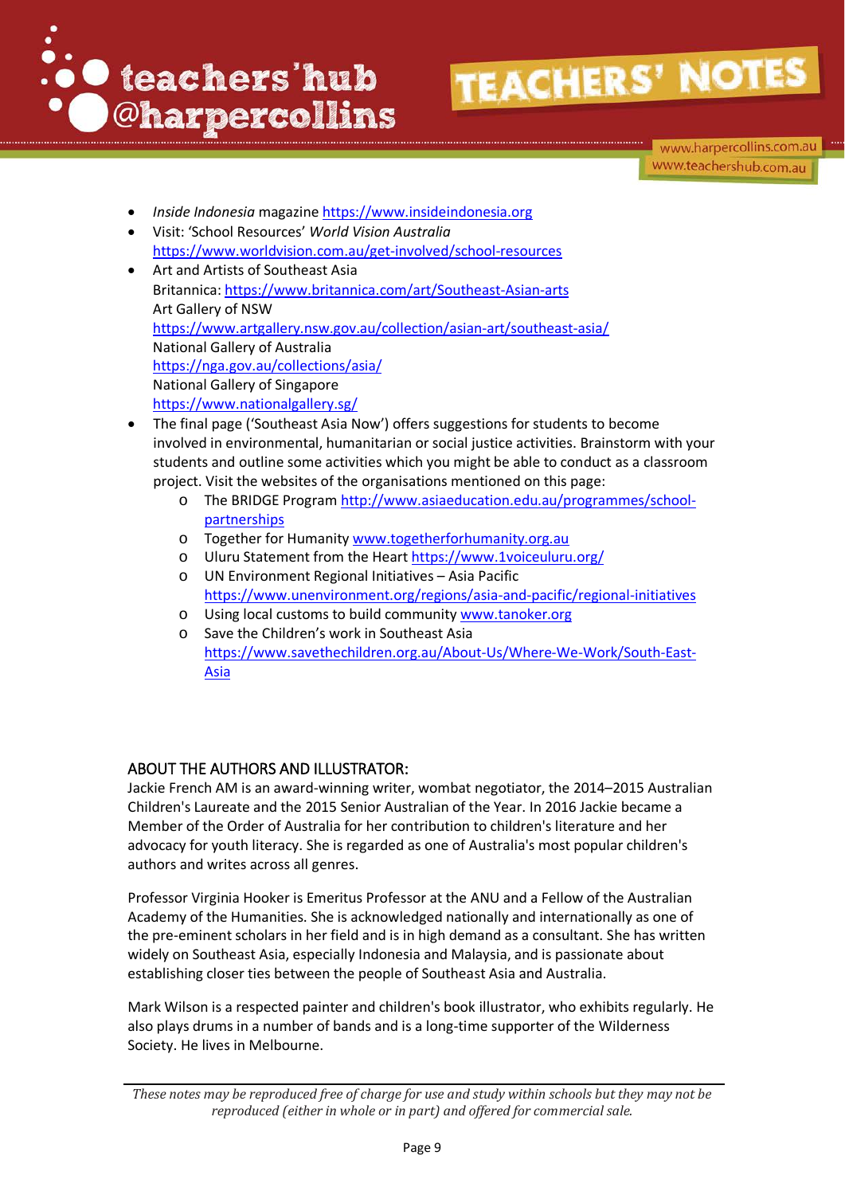- *Inside Indonesia* magazine https://www.insideindonesia.org
- Visit: 'School Resources' *World Vision Australia* https://www.worldvision.com.au/get-involved/school-resources
- Art and Artists of Southeast Asia
  Britannica: https://www.britannica.com/art/Southeast-Asian-arts
  Art Gallery of NSW
  https://www.artgallery.nsw.gov.au/collection/asian-art/southeast-asia/
  National Gallery of Australia
  https://nga.gov.au/collections/asia/
  National Gallery of Singapore
  https://www.nationalgallery.sg/
- The final page ('Southeast Asia Now') offers suggestions for students to become involved in environmental, humanitarian or social justice activities. Brainstorm with your students and outline some activities which you might be able to conduct as a classroom project. Visit the websites of the organisations mentioned on this page:
  - The BRIDGE Program http://www.asiaeducation.edu.au/programmes/school-partnerships
  - Together for Humanity www.togetherforhumanity.org.au
  - Uluru Statement from the Heart https://www.1voiceuluru.org/
  - UN Environment Regional Initiatives – Asia Pacific https://www.unenvironment.org/regions/asia-and-pacific/regional-initiatives
  - Using local customs to build community www.tanoker.org
  - Save the Children's work in Southeast Asia https://www.savethechildren.org.au/About-Us/Where-We-Work/South-East-Asia

## ABOUT THE AUTHORS AND ILLUSTRATOR:

Jackie French AM is an award-winning writer, wombat negotiator, the 2014–2015 Australian Children's Laureate and the 2015 Senior Australian of the Year. In 2016 Jackie became a Member of the Order of Australia for her contribution to children's literature and her advocacy for youth literacy. She is regarded as one of Australia's most popular children's authors and writes across all genres.

Professor Virginia Hooker is Emeritus Professor at the ANU and a Fellow of the Australian Academy of the Humanities. She is acknowledged nationally and internationally as one of the pre-eminent scholars in her field and is in high demand as a consultant. She has written widely on Southeast Asia, especially Indonesia and Malaysia, and is passionate about establishing closer ties between the people of Southeast Asia and Australia.

Mark Wilson is a respected painter and children's book illustrator, who exhibits regularly. He also plays drums in a number of bands and is a long-time supporter of the Wilderness Society. He lives in Melbourne.

*These notes may be reproduced free of charge for use and study within schools but they may not be reproduced (either in whole or in part) and offered for commercial sale.*